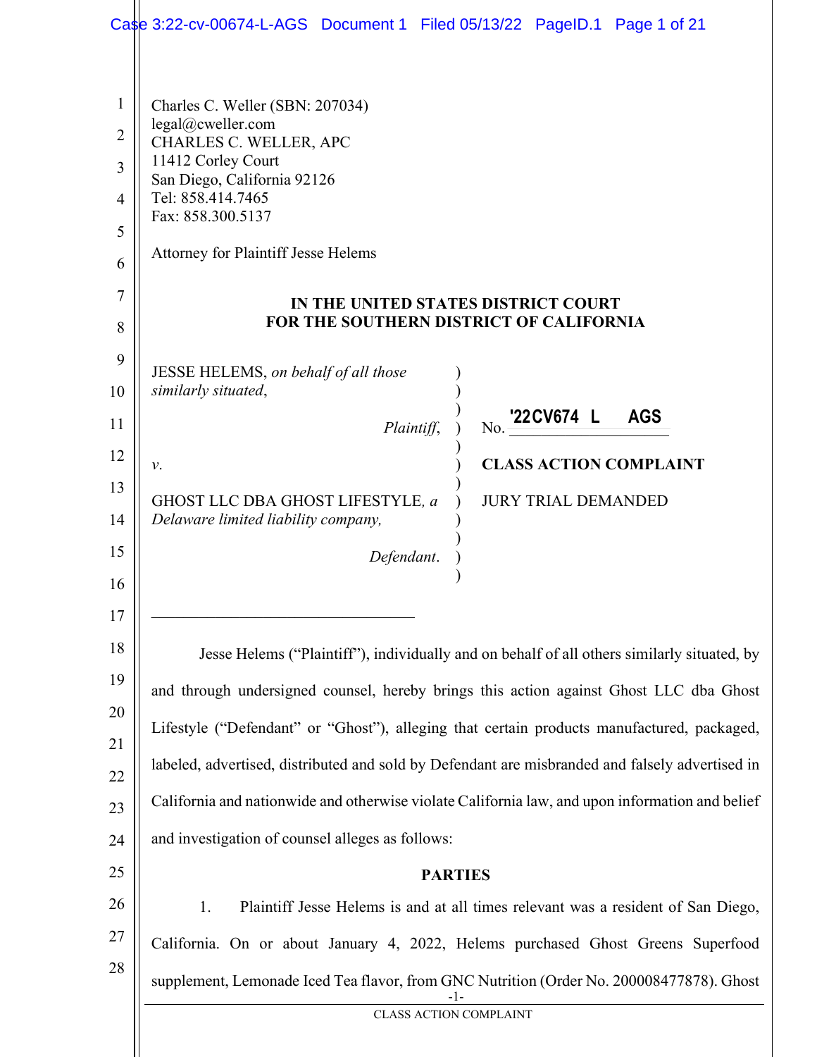Charles C. Weller (SBN: 207034)
legal@cweller.com
CHARLES C. WELLER, APC
11412 Corley Court
San Diego, California 92126
Tel: 858.414.7465
Fax: 858.300.5137

Attorney for Plaintiff Jesse Helems

**IN THE UNITED STATES DISTRICT COURT**
**FOR THE SOUTHERN DISTRICT OF CALIFORNIA**

| | |
|---|---|
| JESSE HELEMS, *on behalf of all those similarly situated*, | |
| *Plaintiff*, | No. '22CV674 L AGS |
| *v.* | **CLASS ACTION COMPLAINT** |
| GHOST LLC DBA GHOST LIFESTYLE, *a Delaware limited liability company,* | JURY TRIAL DEMANDED |
| *Defendant*. | |

Jesse Helems ("Plaintiff"), individually and on behalf of all others similarly situated, by and through undersigned counsel, hereby brings this action against Ghost LLC dba Ghost Lifestyle ("Defendant" or "Ghost"), alleging that certain products manufactured, packaged, labeled, advertised, distributed and sold by Defendant are misbranded and falsely advertised in California and nationwide and otherwise violate California law, and upon information and belief and investigation of counsel alleges as follows:

**PARTIES**

1. Plaintiff Jesse Helems is and at all times relevant was a resident of San Diego, California. On or about January 4, 2022, Helems purchased Ghost Greens Superfood supplement, Lemonade Iced Tea flavor, from GNC Nutrition (Order No. 200008477878). Ghost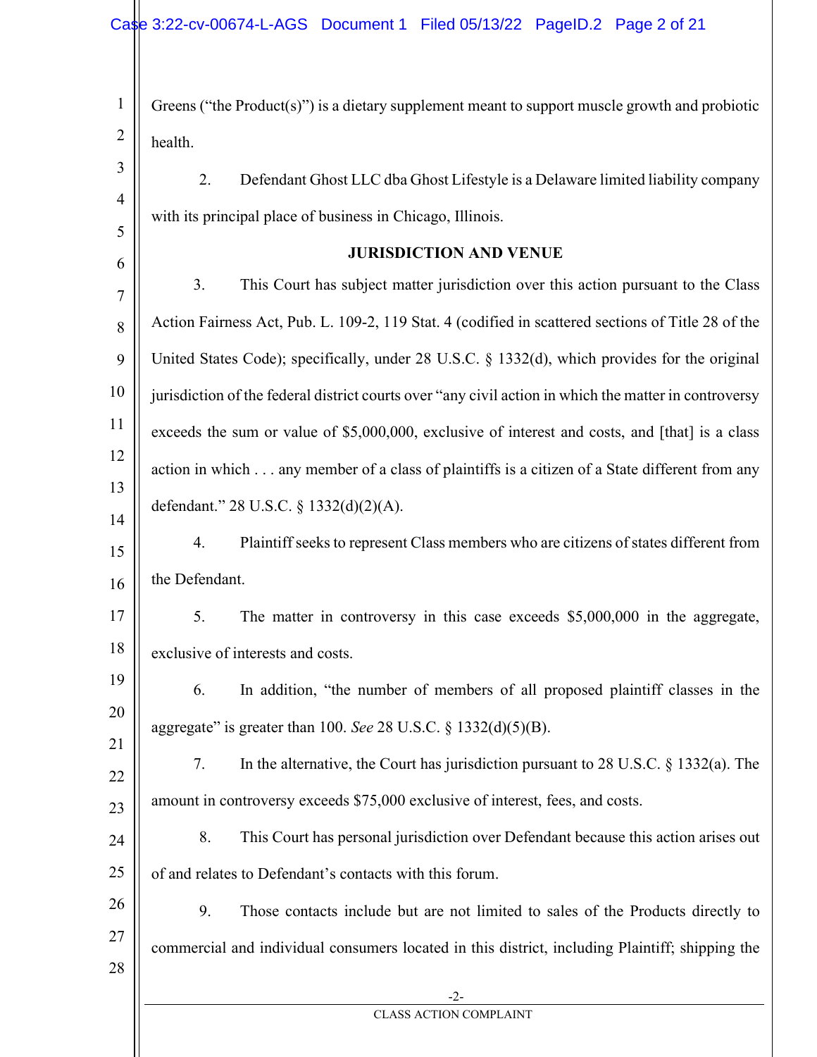Greens ("the Product(s)") is a dietary supplement meant to support muscle growth and probiotic health.

2. Defendant Ghost LLC dba Ghost Lifestyle is a Delaware limited liability company with its principal place of business in Chicago, Illinois.

## JURISDICTION AND VENUE

3. This Court has subject matter jurisdiction over this action pursuant to the Class Action Fairness Act, Pub. L. 109-2, 119 Stat. 4 (codified in scattered sections of Title 28 of the United States Code); specifically, under 28 U.S.C. § 1332(d), which provides for the original jurisdiction of the federal district courts over "any civil action in which the matter in controversy exceeds the sum or value of $5,000,000, exclusive of interest and costs, and [that] is a class action in which . . . any member of a class of plaintiffs is a citizen of a State different from any defendant." 28 U.S.C. § 1332(d)(2)(A).

4. Plaintiff seeks to represent Class members who are citizens of states different from the Defendant.

5. The matter in controversy in this case exceeds $5,000,000 in the aggregate, exclusive of interests and costs.

6. In addition, "the number of members of all proposed plaintiff classes in the aggregate" is greater than 100. *See* 28 U.S.C. § 1332(d)(5)(B).

7. In the alternative, the Court has jurisdiction pursuant to 28 U.S.C. § 1332(a). The amount in controversy exceeds $75,000 exclusive of interest, fees, and costs.

8. This Court has personal jurisdiction over Defendant because this action arises out of and relates to Defendant's contacts with this forum.

9. Those contacts include but are not limited to sales of the Products directly to commercial and individual consumers located in this district, including Plaintiff; shipping the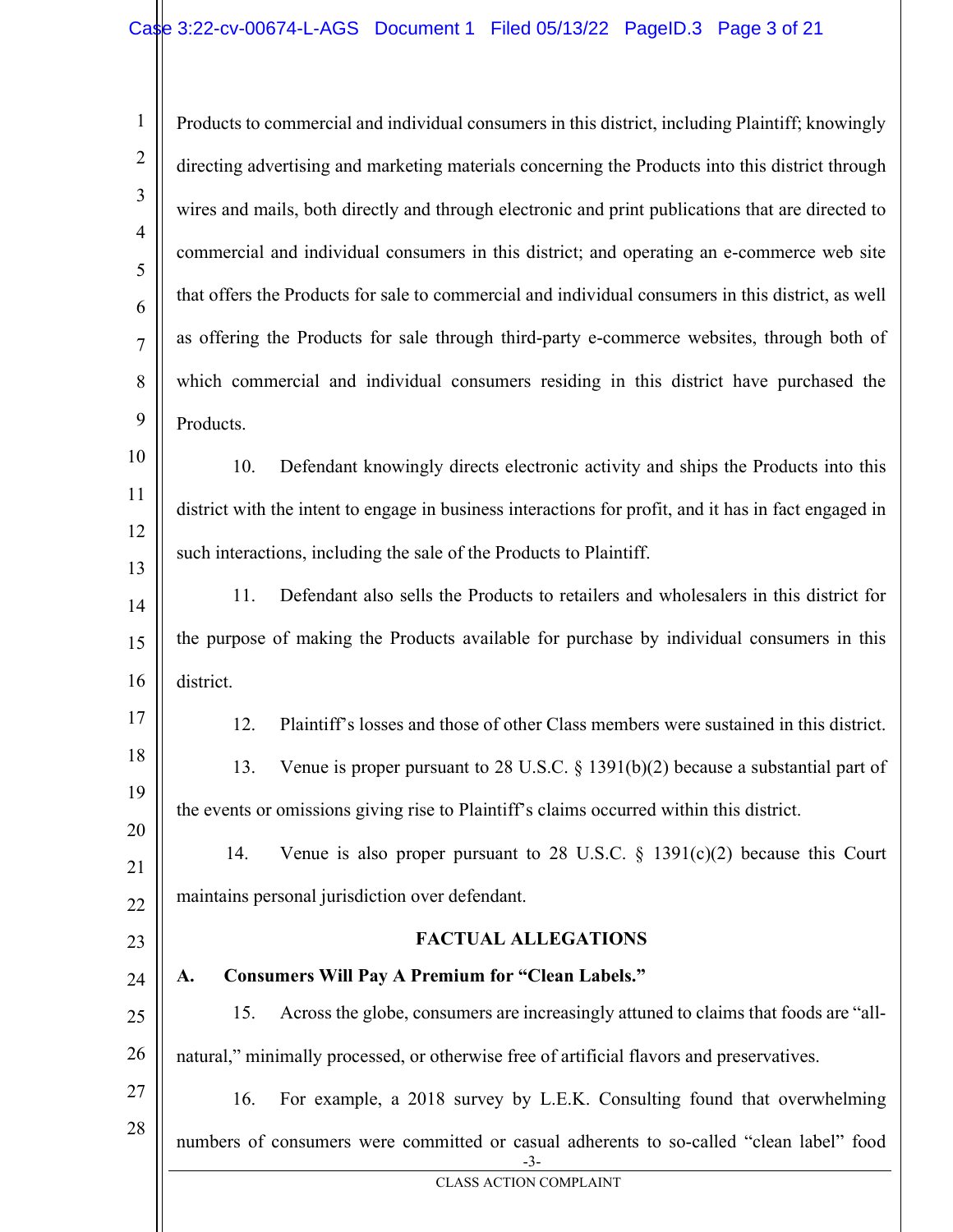Products to commercial and individual consumers in this district, including Plaintiff; knowingly directing advertising and marketing materials concerning the Products into this district through wires and mails, both directly and through electronic and print publications that are directed to commercial and individual consumers in this district; and operating an e-commerce web site that offers the Products for sale to commercial and individual consumers in this district, as well as offering the Products for sale through third-party e-commerce websites, through both of which commercial and individual consumers residing in this district have purchased the Products.

10. Defendant knowingly directs electronic activity and ships the Products into this district with the intent to engage in business interactions for profit, and it has in fact engaged in such interactions, including the sale of the Products to Plaintiff.

11. Defendant also sells the Products to retailers and wholesalers in this district for the purpose of making the Products available for purchase by individual consumers in this district.

12. Plaintiff's losses and those of other Class members were sustained in this district.

13. Venue is proper pursuant to 28 U.S.C. § 1391(b)(2) because a substantial part of the events or omissions giving rise to Plaintiff's claims occurred within this district.

14. Venue is also proper pursuant to 28 U.S.C. § 1391(c)(2) because this Court maintains personal jurisdiction over defendant.

## FACTUAL ALLEGATIONS

### A. Consumers Will Pay A Premium for "Clean Labels."

15. Across the globe, consumers are increasingly attuned to claims that foods are "all-natural," minimally processed, or otherwise free of artificial flavors and preservatives.

16. For example, a 2018 survey by L.E.K. Consulting found that overwhelming numbers of consumers were committed or casual adherents to so-called "clean label" food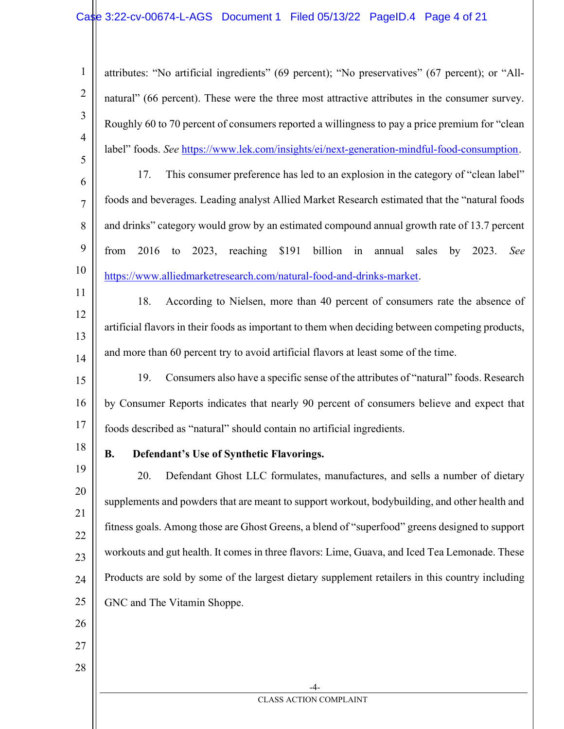attributes: "No artificial ingredients" (69 percent); "No preservatives" (67 percent); or "All-natural" (66 percent). These were the three most attractive attributes in the consumer survey. Roughly 60 to 70 percent of consumers reported a willingness to pay a price premium for "clean label" foods. *See* https://www.lek.com/insights/ei/next-generation-mindful-food-consumption.

17. This consumer preference has led to an explosion in the category of "clean label" foods and beverages. Leading analyst Allied Market Research estimated that the "natural foods and drinks" category would grow by an estimated compound annual growth rate of 13.7 percent from 2016 to 2023, reaching $191 billion in annual sales by 2023. *See* https://www.alliedmarketresearch.com/natural-food-and-drinks-market.

18. According to Nielsen, more than 40 percent of consumers rate the absence of artificial flavors in their foods as important to them when deciding between competing products, and more than 60 percent try to avoid artificial flavors at least some of the time.

19. Consumers also have a specific sense of the attributes of "natural" foods. Research by Consumer Reports indicates that nearly 90 percent of consumers believe and expect that foods described as "natural" should contain no artificial ingredients.

**B. Defendant's Use of Synthetic Flavorings.**

20. Defendant Ghost LLC formulates, manufactures, and sells a number of dietary supplements and powders that are meant to support workout, bodybuilding, and other health and fitness goals. Among those are Ghost Greens, a blend of "superfood" greens designed to support workouts and gut health. It comes in three flavors: Lime, Guava, and Iced Tea Lemonade. These Products are sold by some of the largest dietary supplement retailers in this country including GNC and The Vitamin Shoppe.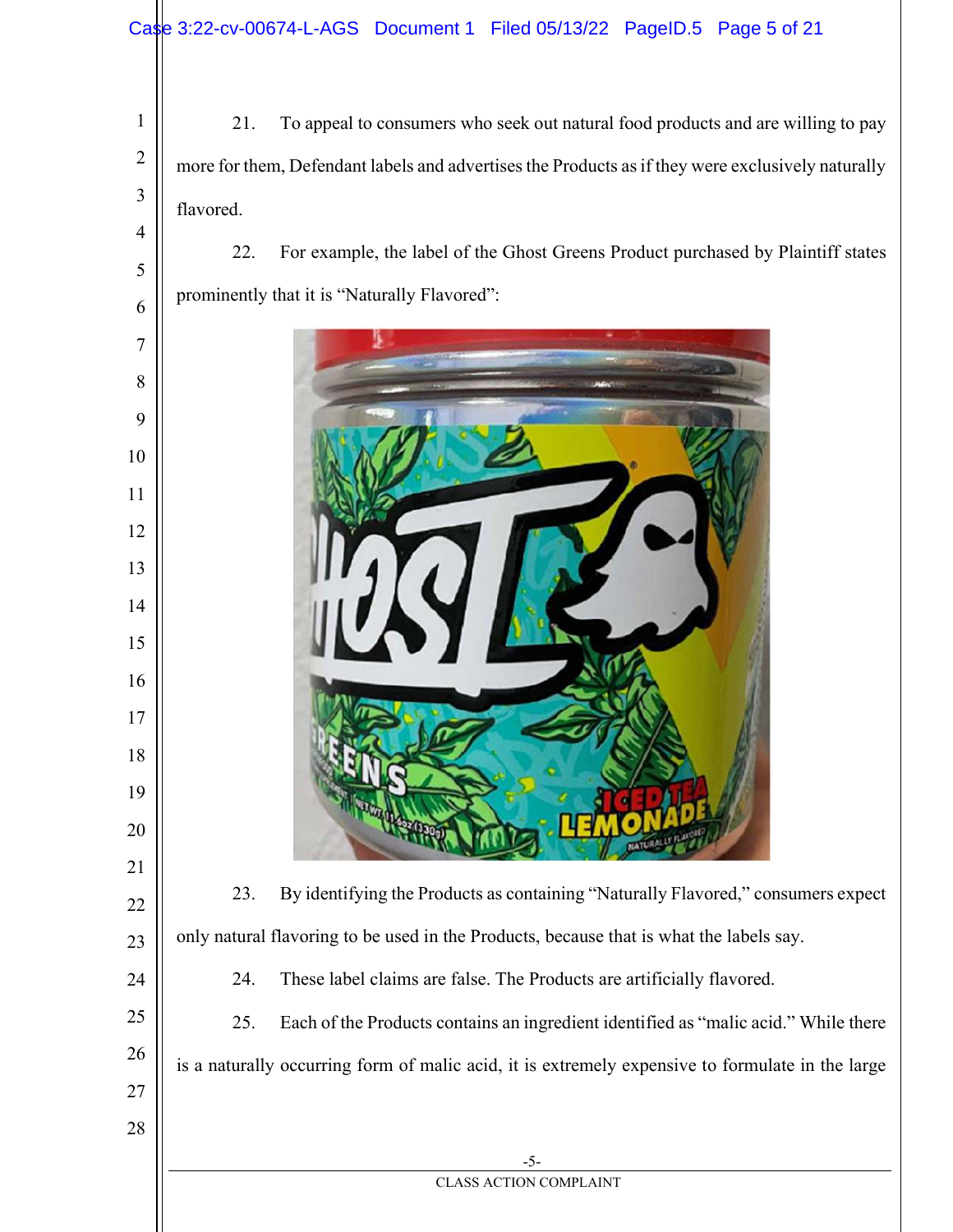21. To appeal to consumers who seek out natural food products and are willing to pay more for them, Defendant labels and advertises the Products as if they were exclusively naturally flavored.

22. For example, the label of the Ghost Greens Product purchased by Plaintiff states prominently that it is "Naturally Flavored":

23. By identifying the Products as containing "Naturally Flavored," consumers expect only natural flavoring to be used in the Products, because that is what the labels say.

24. These label claims are false. The Products are artificially flavored.

25. Each of the Products contains an ingredient identified as "malic acid." While there is a naturally occurring form of malic acid, it is extremely expensive to formulate in the large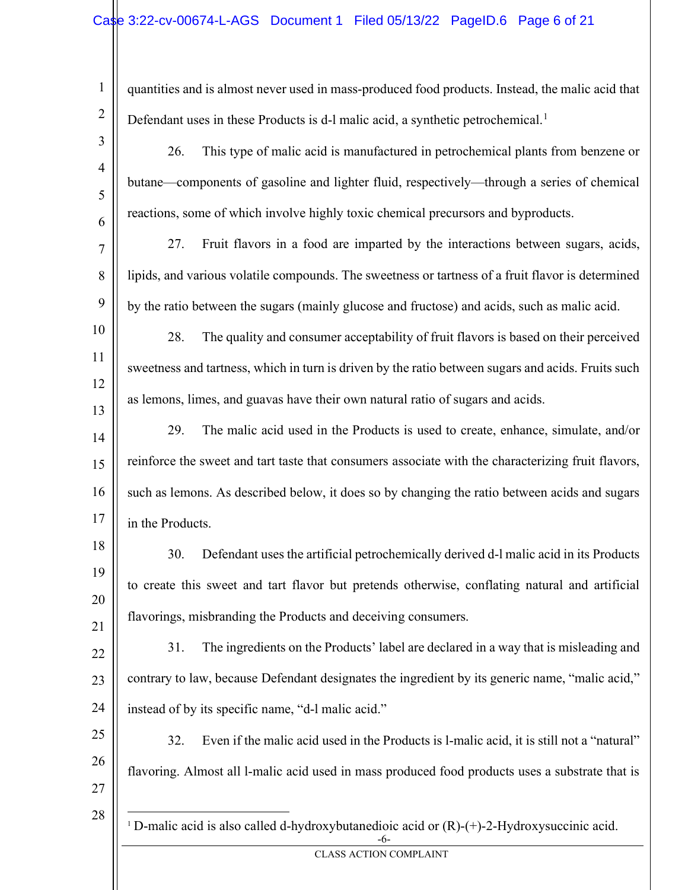quantities and is almost never used in mass-produced food products. Instead, the malic acid that Defendant uses in these Products is d-l malic acid, a synthetic petrochemical.[1]

26. This type of malic acid is manufactured in petrochemical plants from benzene or butane—components of gasoline and lighter fluid, respectively—through a series of chemical reactions, some of which involve highly toxic chemical precursors and byproducts.

27. Fruit flavors in a food are imparted by the interactions between sugars, acids, lipids, and various volatile compounds. The sweetness or tartness of a fruit flavor is determined by the ratio between the sugars (mainly glucose and fructose) and acids, such as malic acid.

28. The quality and consumer acceptability of fruit flavors is based on their perceived sweetness and tartness, which in turn is driven by the ratio between sugars and acids. Fruits such as lemons, limes, and guavas have their own natural ratio of sugars and acids.

29. The malic acid used in the Products is used to create, enhance, simulate, and/or reinforce the sweet and tart taste that consumers associate with the characterizing fruit flavors, such as lemons. As described below, it does so by changing the ratio between acids and sugars in the Products.

30. Defendant uses the artificial petrochemically derived d-l malic acid in its Products to create this sweet and tart flavor but pretends otherwise, conflating natural and artificial flavorings, misbranding the Products and deceiving consumers.

31. The ingredients on the Products' label are declared in a way that is misleading and contrary to law, because Defendant designates the ingredient by its generic name, "malic acid," instead of by its specific name, "d-l malic acid."

32. Even if the malic acid used in the Products is l-malic acid, it is still not a "natural" flavoring. Almost all l-malic acid used in mass produced food products uses a substrate that is

---

[1] D-malic acid is also called d-hydroxybutanedioic acid or (R)-(+)-2-Hydroxysuccinic acid.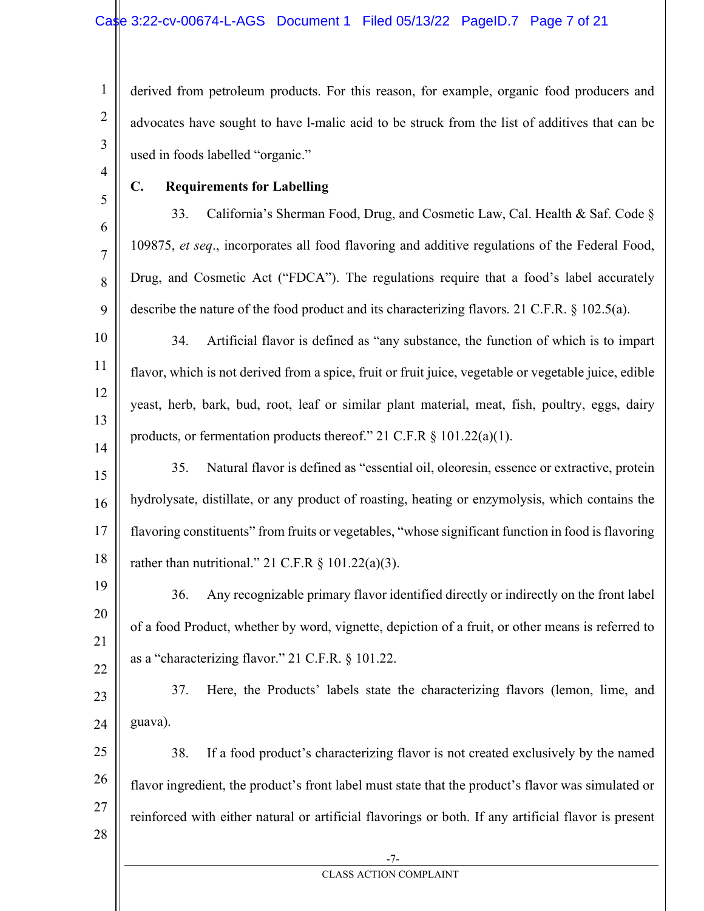derived from petroleum products. For this reason, for example, organic food producers and advocates have sought to have l-malic acid to be struck from the list of additives that can be used in foods labelled "organic."

### C. Requirements for Labelling

33. California's Sherman Food, Drug, and Cosmetic Law, Cal. Health & Saf. Code § 109875, *et seq*., incorporates all food flavoring and additive regulations of the Federal Food, Drug, and Cosmetic Act ("FDCA"). The regulations require that a food's label accurately describe the nature of the food product and its characterizing flavors. 21 C.F.R. § 102.5(a).

34. Artificial flavor is defined as "any substance, the function of which is to impart flavor, which is not derived from a spice, fruit or fruit juice, vegetable or vegetable juice, edible yeast, herb, bark, bud, root, leaf or similar plant material, meat, fish, poultry, eggs, dairy products, or fermentation products thereof." 21 C.F.R § 101.22(a)(1).

35. Natural flavor is defined as "essential oil, oleoresin, essence or extractive, protein hydrolysate, distillate, or any product of roasting, heating or enzymolysis, which contains the flavoring constituents" from fruits or vegetables, "whose significant function in food is flavoring rather than nutritional." 21 C.F.R § 101.22(a)(3).

36. Any recognizable primary flavor identified directly or indirectly on the front label of a food Product, whether by word, vignette, depiction of a fruit, or other means is referred to as a "characterizing flavor." 21 C.F.R. § 101.22.

37. Here, the Products' labels state the characterizing flavors (lemon, lime, and guava).

38. If a food product's characterizing flavor is not created exclusively by the named flavor ingredient, the product's front label must state that the product's flavor was simulated or reinforced with either natural or artificial flavorings or both. If any artificial flavor is present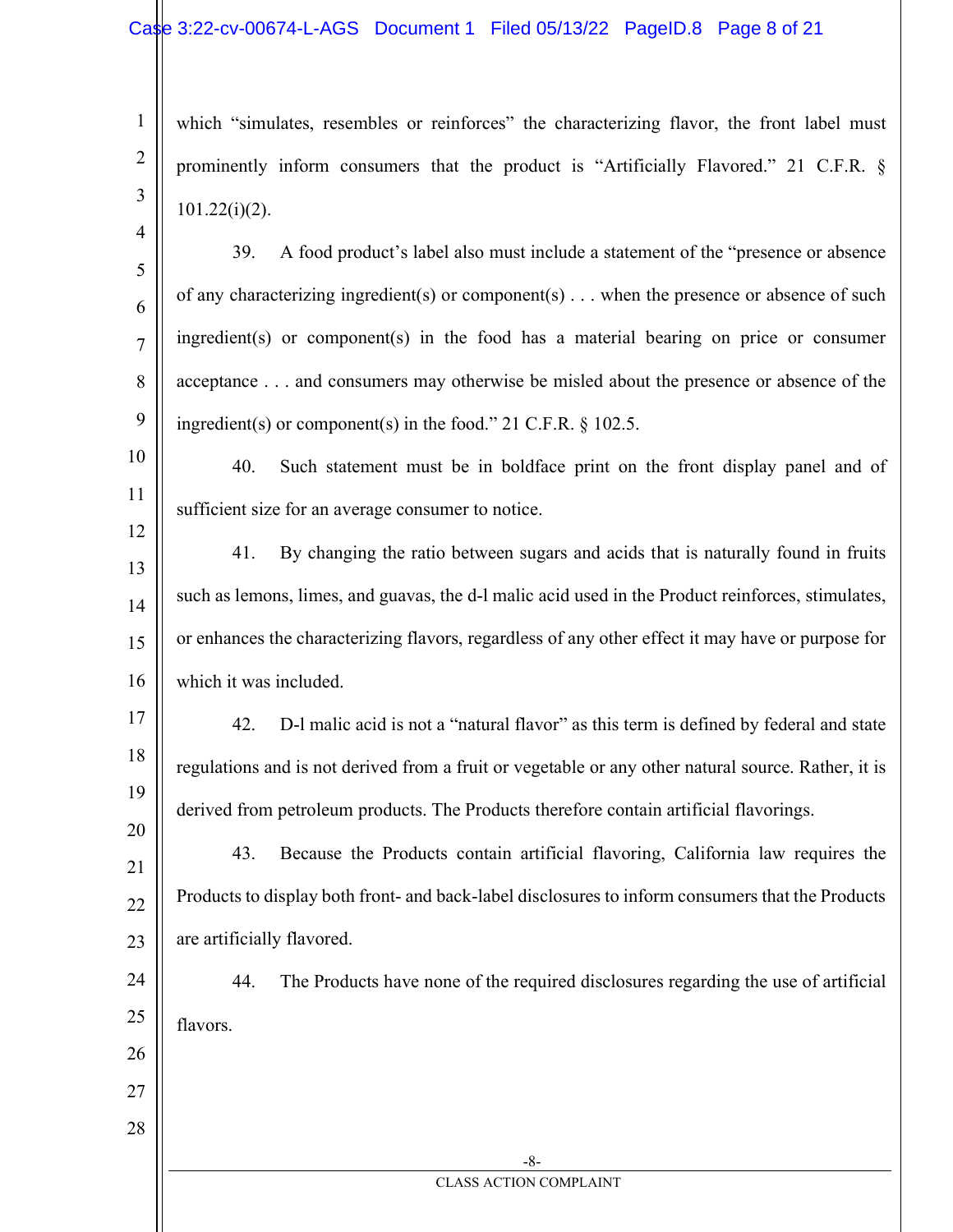which "simulates, resembles or reinforces" the characterizing flavor, the front label must prominently inform consumers that the product is "Artificially Flavored." 21 C.F.R. § 101.22(i)(2).

39. A food product's label also must include a statement of the "presence or absence of any characterizing ingredient(s) or component(s) . . . when the presence or absence of such ingredient(s) or component(s) in the food has a material bearing on price or consumer acceptance . . . and consumers may otherwise be misled about the presence or absence of the ingredient(s) or component(s) in the food." 21 C.F.R. § 102.5.

40. Such statement must be in boldface print on the front display panel and of sufficient size for an average consumer to notice.

41. By changing the ratio between sugars and acids that is naturally found in fruits such as lemons, limes, and guavas, the d-l malic acid used in the Product reinforces, stimulates, or enhances the characterizing flavors, regardless of any other effect it may have or purpose for which it was included.

42. D-l malic acid is not a "natural flavor" as this term is defined by federal and state regulations and is not derived from a fruit or vegetable or any other natural source. Rather, it is derived from petroleum products. The Products therefore contain artificial flavorings.

43. Because the Products contain artificial flavoring, California law requires the Products to display both front- and back-label disclosures to inform consumers that the Products are artificially flavored.

44. The Products have none of the required disclosures regarding the use of artificial flavors.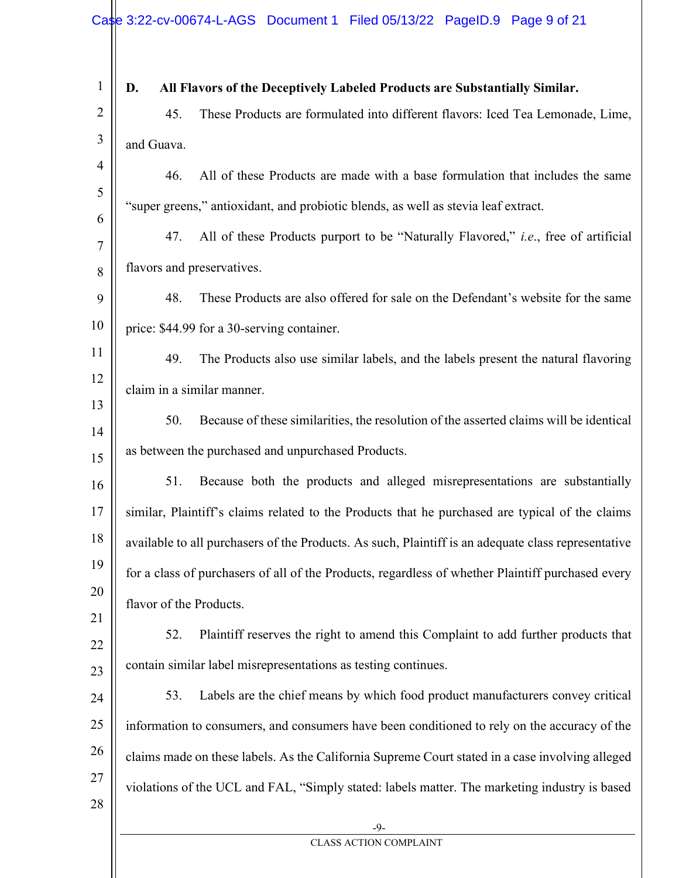### D. All Flavors of the Deceptively Labeled Products are Substantially Similar.

45. These Products are formulated into different flavors: Iced Tea Lemonade, Lime, and Guava.

46. All of these Products are made with a base formulation that includes the same "super greens," antioxidant, and probiotic blends, as well as stevia leaf extract.

47. All of these Products purport to be "Naturally Flavored," *i.e.*, free of artificial flavors and preservatives.

48. These Products are also offered for sale on the Defendant's website for the same price: $44.99 for a 30-serving container.

49. The Products also use similar labels, and the labels present the natural flavoring claim in a similar manner.

50. Because of these similarities, the resolution of the asserted claims will be identical as between the purchased and unpurchased Products.

51. Because both the products and alleged misrepresentations are substantially similar, Plaintiff's claims related to the Products that he purchased are typical of the claims available to all purchasers of the Products. As such, Plaintiff is an adequate class representative for a class of purchasers of all of the Products, regardless of whether Plaintiff purchased every flavor of the Products.

52. Plaintiff reserves the right to amend this Complaint to add further products that contain similar label misrepresentations as testing continues.

53. Labels are the chief means by which food product manufacturers convey critical information to consumers, and consumers have been conditioned to rely on the accuracy of the claims made on these labels. As the California Supreme Court stated in a case involving alleged violations of the UCL and FAL, "Simply stated: labels matter. The marketing industry is based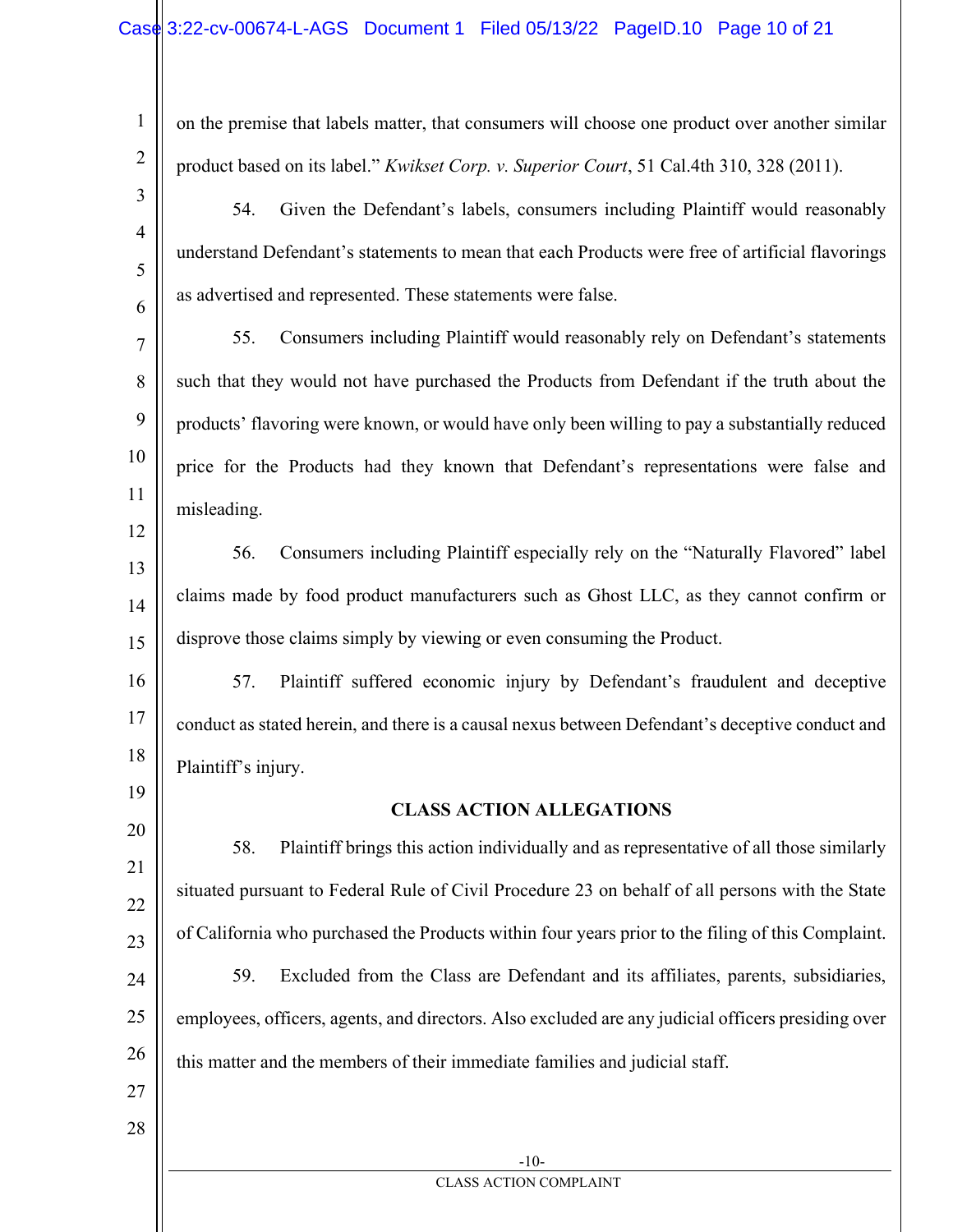on the premise that labels matter, that consumers will choose one product over another similar product based on its label." *Kwikset Corp. v. Superior Court*, 51 Cal.4th 310, 328 (2011).

54. Given the Defendant's labels, consumers including Plaintiff would reasonably understand Defendant's statements to mean that each Products were free of artificial flavorings as advertised and represented. These statements were false.

55. Consumers including Plaintiff would reasonably rely on Defendant's statements such that they would not have purchased the Products from Defendant if the truth about the products' flavoring were known, or would have only been willing to pay a substantially reduced price for the Products had they known that Defendant's representations were false and misleading.

56. Consumers including Plaintiff especially rely on the "Naturally Flavored" label claims made by food product manufacturers such as Ghost LLC, as they cannot confirm or disprove those claims simply by viewing or even consuming the Product.

57. Plaintiff suffered economic injury by Defendant's fraudulent and deceptive conduct as stated herein, and there is a causal nexus between Defendant's deceptive conduct and Plaintiff's injury.

## CLASS ACTION ALLEGATIONS

58. Plaintiff brings this action individually and as representative of all those similarly situated pursuant to Federal Rule of Civil Procedure 23 on behalf of all persons with the State of California who purchased the Products within four years prior to the filing of this Complaint.

59. Excluded from the Class are Defendant and its affiliates, parents, subsidiaries, employees, officers, agents, and directors. Also excluded are any judicial officers presiding over this matter and the members of their immediate families and judicial staff.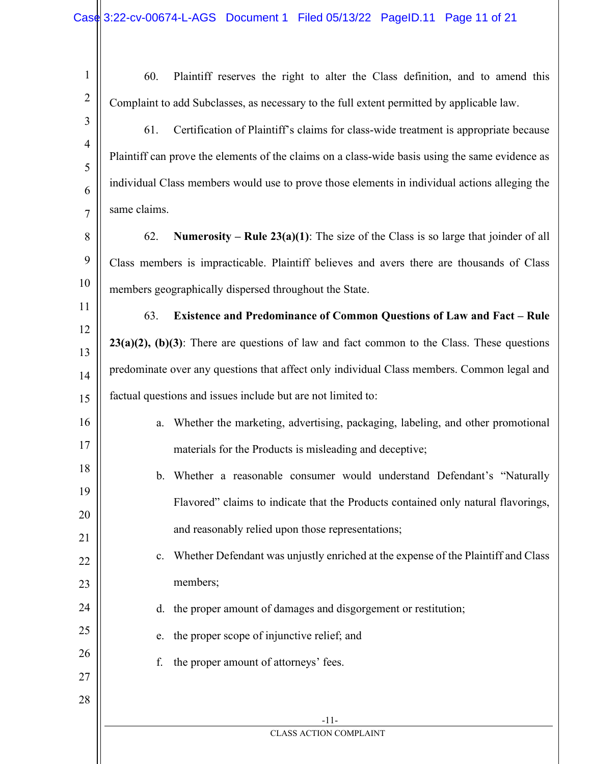60. Plaintiff reserves the right to alter the Class definition, and to amend this Complaint to add Subclasses, as necessary to the full extent permitted by applicable law.

61. Certification of Plaintiff's claims for class-wide treatment is appropriate because Plaintiff can prove the elements of the claims on a class-wide basis using the same evidence as individual Class members would use to prove those elements in individual actions alleging the same claims.

62. **Numerosity – Rule 23(a)(1)**: The size of the Class is so large that joinder of all Class members is impracticable. Plaintiff believes and avers there are thousands of Class members geographically dispersed throughout the State.

63. **Existence and Predominance of Common Questions of Law and Fact – Rule 23(a)(2), (b)(3)**: There are questions of law and fact common to the Class. These questions predominate over any questions that affect only individual Class members. Common legal and factual questions and issues include but are not limited to:

a. Whether the marketing, advertising, packaging, labeling, and other promotional materials for the Products is misleading and deceptive;

b. Whether a reasonable consumer would understand Defendant's "Naturally Flavored" claims to indicate that the Products contained only natural flavorings, and reasonably relied upon those representations;

c. Whether Defendant was unjustly enriched at the expense of the Plaintiff and Class members;

d. the proper amount of damages and disgorgement or restitution;

e. the proper scope of injunctive relief; and

f. the proper amount of attorneys' fees.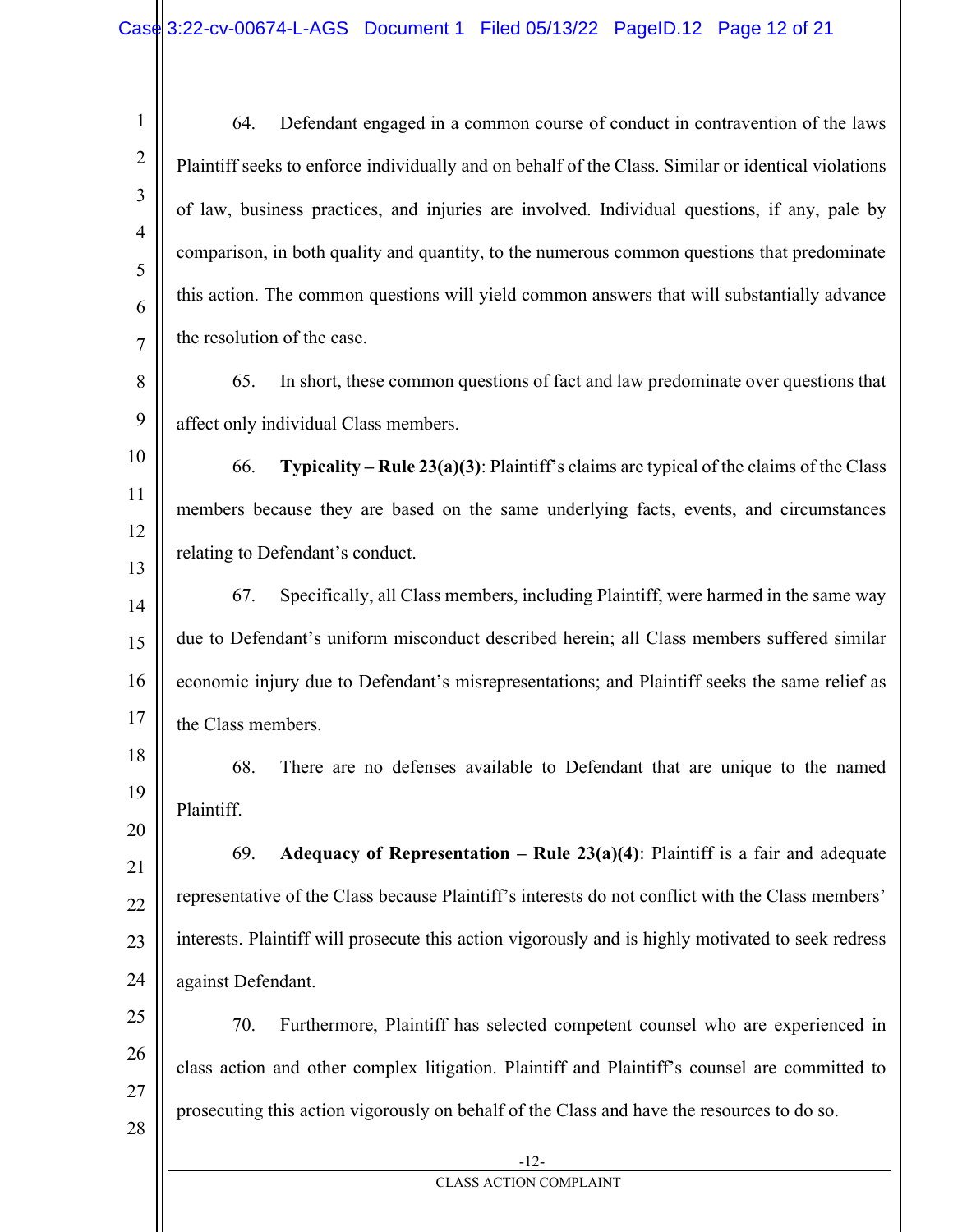64. Defendant engaged in a common course of conduct in contravention of the laws Plaintiff seeks to enforce individually and on behalf of the Class. Similar or identical violations of law, business practices, and injuries are involved. Individual questions, if any, pale by comparison, in both quality and quantity, to the numerous common questions that predominate this action. The common questions will yield common answers that will substantially advance the resolution of the case.

65. In short, these common questions of fact and law predominate over questions that affect only individual Class members.

66. **Typicality – Rule 23(a)(3)**: Plaintiff's claims are typical of the claims of the Class members because they are based on the same underlying facts, events, and circumstances relating to Defendant's conduct.

67. Specifically, all Class members, including Plaintiff, were harmed in the same way due to Defendant's uniform misconduct described herein; all Class members suffered similar economic injury due to Defendant's misrepresentations; and Plaintiff seeks the same relief as the Class members.

68. There are no defenses available to Defendant that are unique to the named Plaintiff.

69. **Adequacy of Representation – Rule 23(a)(4)**: Plaintiff is a fair and adequate representative of the Class because Plaintiff's interests do not conflict with the Class members' interests. Plaintiff will prosecute this action vigorously and is highly motivated to seek redress against Defendant.

70. Furthermore, Plaintiff has selected competent counsel who are experienced in class action and other complex litigation. Plaintiff and Plaintiff's counsel are committed to prosecuting this action vigorously on behalf of the Class and have the resources to do so.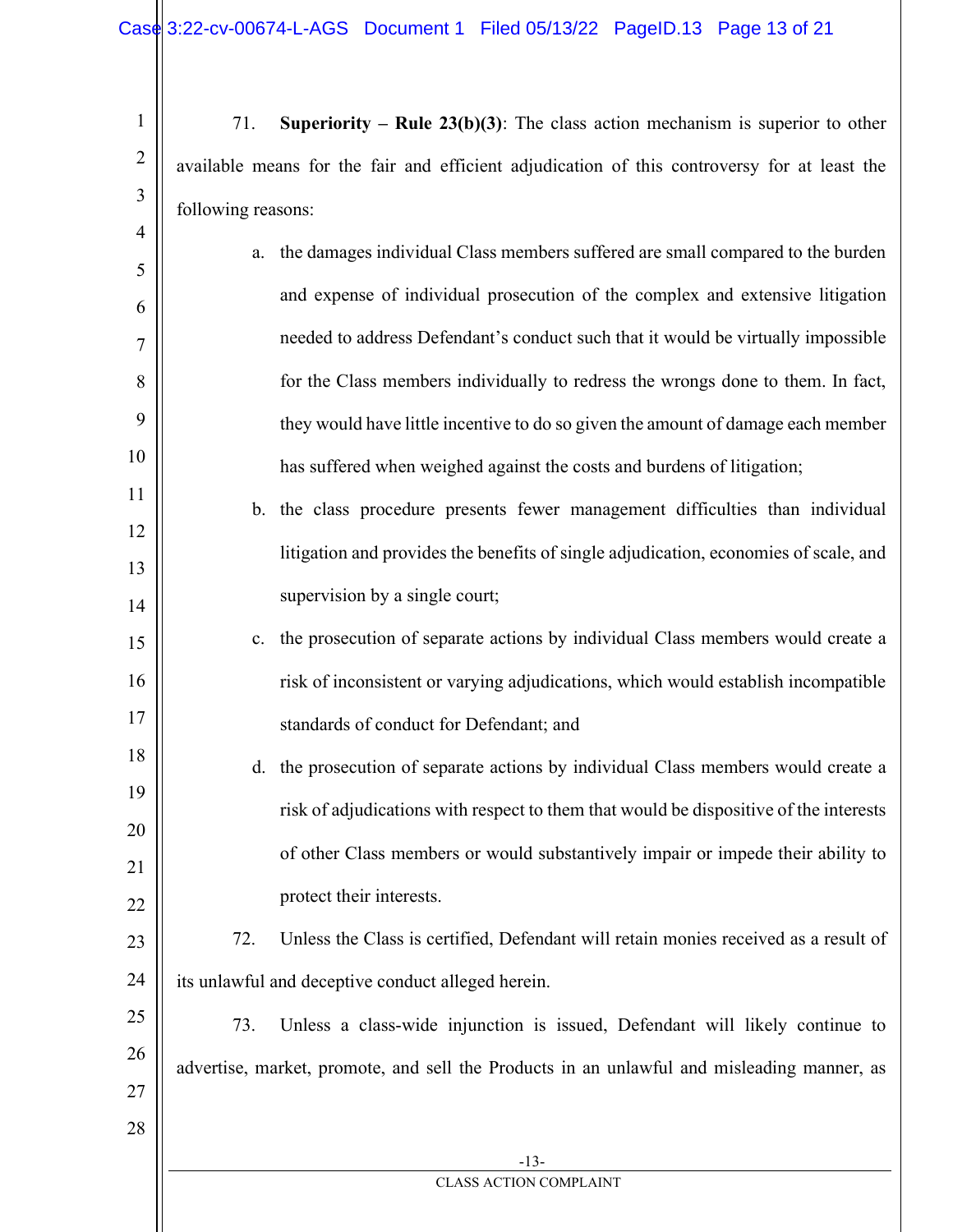71. **Superiority – Rule 23(b)(3)**: The class action mechanism is superior to other available means for the fair and efficient adjudication of this controversy for at least the following reasons:

a. the damages individual Class members suffered are small compared to the burden and expense of individual prosecution of the complex and extensive litigation needed to address Defendant's conduct such that it would be virtually impossible for the Class members individually to redress the wrongs done to them. In fact, they would have little incentive to do so given the amount of damage each member has suffered when weighed against the costs and burdens of litigation;

b. the class procedure presents fewer management difficulties than individual litigation and provides the benefits of single adjudication, economies of scale, and supervision by a single court;

c. the prosecution of separate actions by individual Class members would create a risk of inconsistent or varying adjudications, which would establish incompatible standards of conduct for Defendant; and

d. the prosecution of separate actions by individual Class members would create a risk of adjudications with respect to them that would be dispositive of the interests of other Class members or would substantively impair or impede their ability to protect their interests.

72. Unless the Class is certified, Defendant will retain monies received as a result of its unlawful and deceptive conduct alleged herein.

73. Unless a class-wide injunction is issued, Defendant will likely continue to advertise, market, promote, and sell the Products in an unlawful and misleading manner, as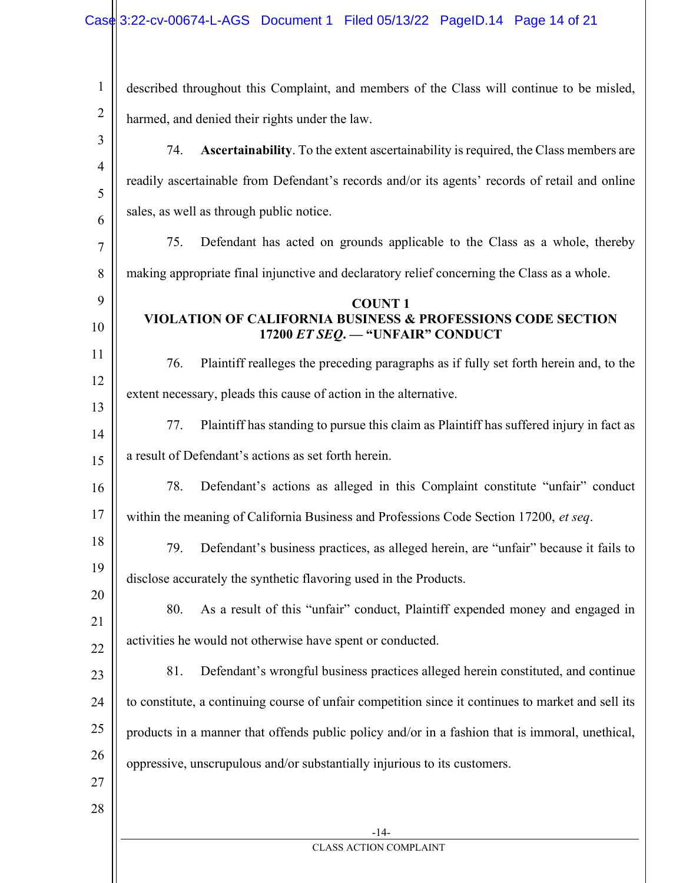described throughout this Complaint, and members of the Class will continue to be misled, harmed, and denied their rights under the law.

74. **Ascertainability**. To the extent ascertainability is required, the Class members are readily ascertainable from Defendant's records and/or its agents' records of retail and online sales, as well as through public notice.

75. Defendant has acted on grounds applicable to the Class as a whole, thereby making appropriate final injunctive and declaratory relief concerning the Class as a whole.

**COUNT 1**
**VIOLATION OF CALIFORNIA BUSINESS & PROFESSIONS CODE SECTION 17200 *ET SEQ*. — "UNFAIR" CONDUCT**

76. Plaintiff realleges the preceding paragraphs as if fully set forth herein and, to the extent necessary, pleads this cause of action in the alternative.

77. Plaintiff has standing to pursue this claim as Plaintiff has suffered injury in fact as a result of Defendant's actions as set forth herein.

78. Defendant's actions as alleged in this Complaint constitute "unfair" conduct within the meaning of California Business and Professions Code Section 17200, *et seq*.

79. Defendant's business practices, as alleged herein, are "unfair" because it fails to disclose accurately the synthetic flavoring used in the Products.

80. As a result of this "unfair" conduct, Plaintiff expended money and engaged in activities he would not otherwise have spent or conducted.

81. Defendant's wrongful business practices alleged herein constituted, and continue to constitute, a continuing course of unfair competition since it continues to market and sell its products in a manner that offends public policy and/or in a fashion that is immoral, unethical, oppressive, unscrupulous and/or substantially injurious to its customers.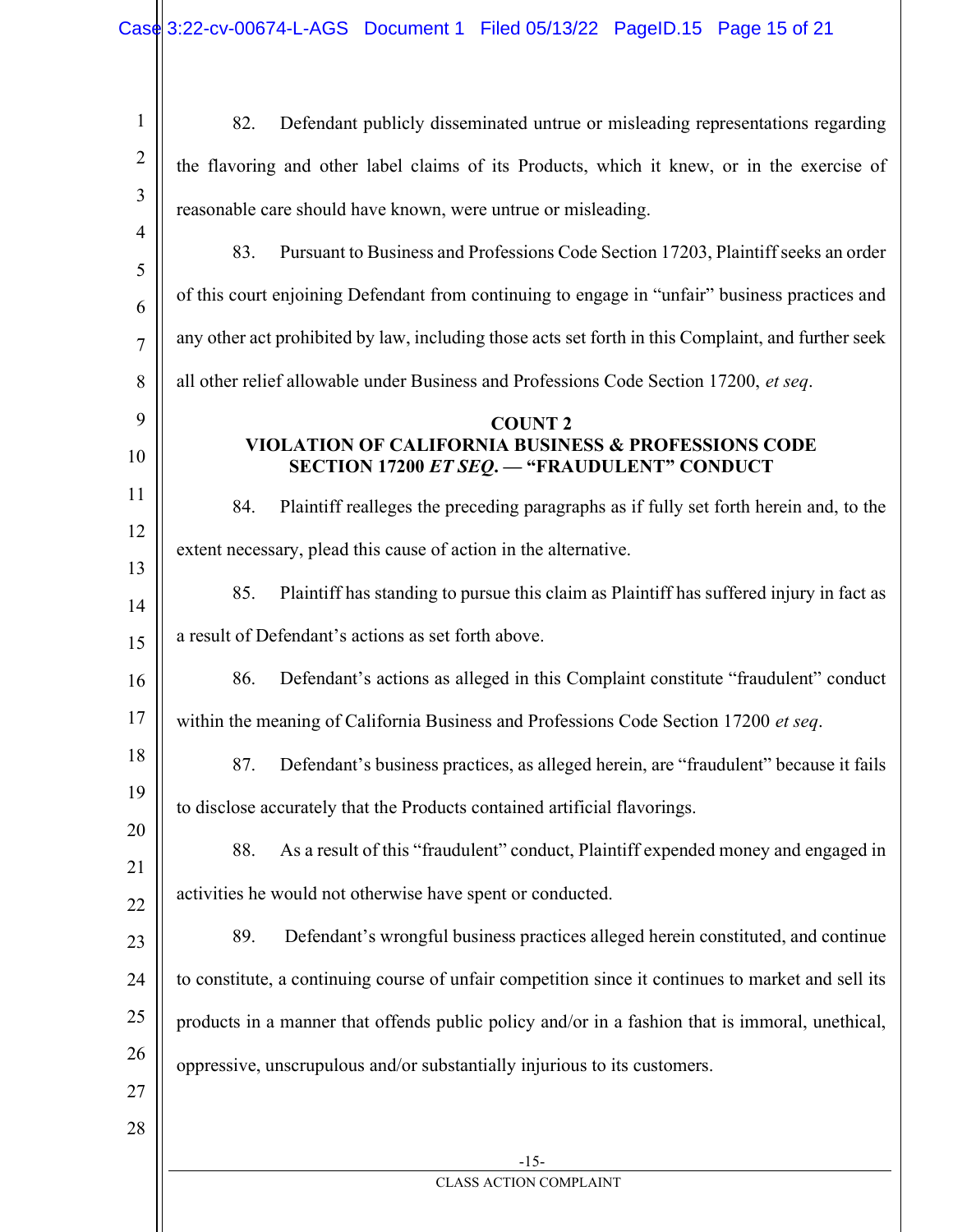82. Defendant publicly disseminated untrue or misleading representations regarding the flavoring and other label claims of its Products, which it knew, or in the exercise of reasonable care should have known, were untrue or misleading.

83. Pursuant to Business and Professions Code Section 17203, Plaintiff seeks an order of this court enjoining Defendant from continuing to engage in "unfair" business practices and any other act prohibited by law, including those acts set forth in this Complaint, and further seek all other relief allowable under Business and Professions Code Section 17200, *et seq*.

**COUNT 2**
**VIOLATION OF CALIFORNIA BUSINESS & PROFESSIONS CODE SECTION 17200 *ET SEQ.* — "FRAUDULENT" CONDUCT**

84. Plaintiff realleges the preceding paragraphs as if fully set forth herein and, to the extent necessary, plead this cause of action in the alternative.

85. Plaintiff has standing to pursue this claim as Plaintiff has suffered injury in fact as a result of Defendant's actions as set forth above.

86. Defendant's actions as alleged in this Complaint constitute "fraudulent" conduct within the meaning of California Business and Professions Code Section 17200 *et seq*.

87. Defendant's business practices, as alleged herein, are "fraudulent" because it fails to disclose accurately that the Products contained artificial flavorings.

88. As a result of this "fraudulent" conduct, Plaintiff expended money and engaged in activities he would not otherwise have spent or conducted.

89. Defendant's wrongful business practices alleged herein constituted, and continue to constitute, a continuing course of unfair competition since it continues to market and sell its products in a manner that offends public policy and/or in a fashion that is immoral, unethical, oppressive, unscrupulous and/or substantially injurious to its customers.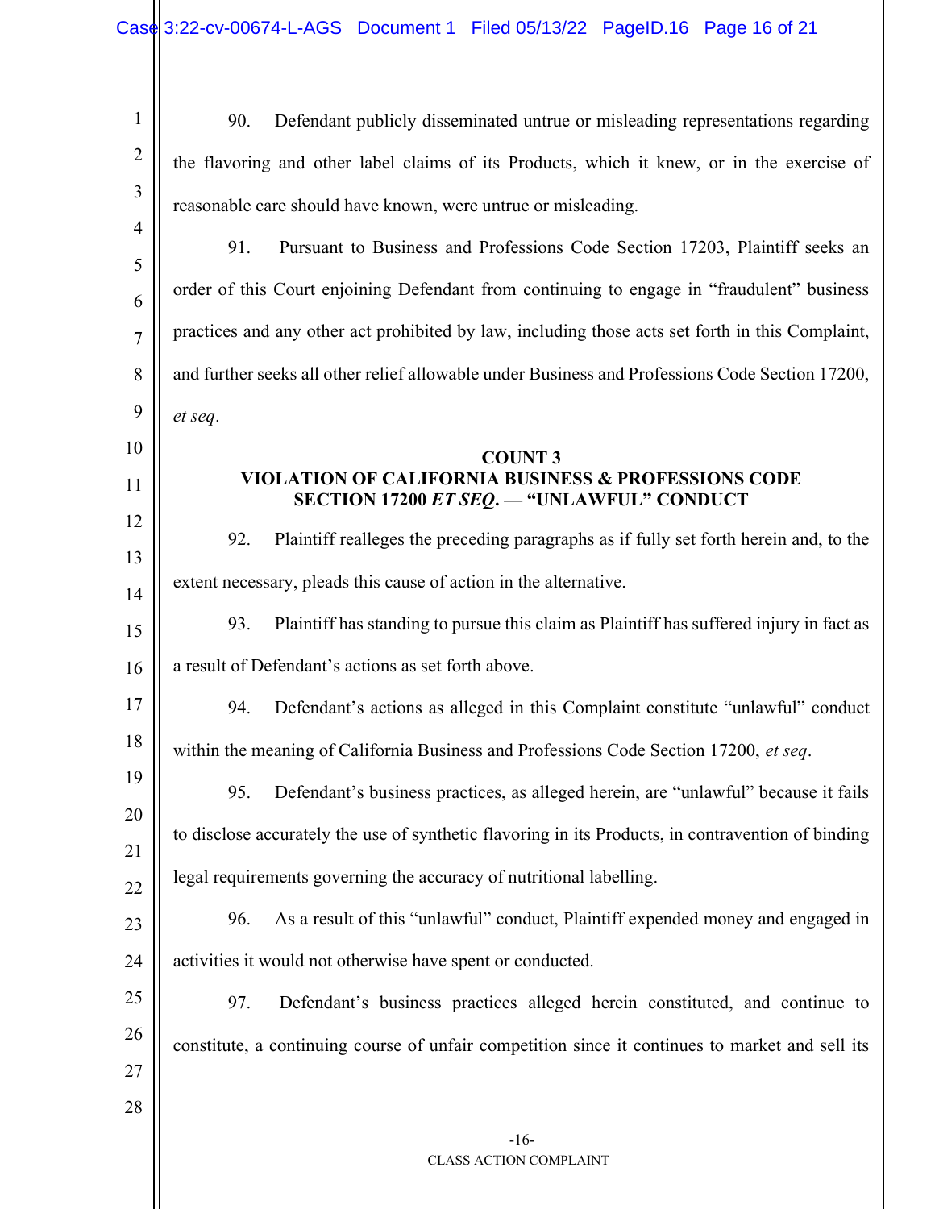90. Defendant publicly disseminated untrue or misleading representations regarding the flavoring and other label claims of its Products, which it knew, or in the exercise of reasonable care should have known, were untrue or misleading.

91. Pursuant to Business and Professions Code Section 17203, Plaintiff seeks an order of this Court enjoining Defendant from continuing to engage in "fraudulent" business practices and any other act prohibited by law, including those acts set forth in this Complaint, and further seeks all other relief allowable under Business and Professions Code Section 17200, *et seq*.

**COUNT 3**
**VIOLATION OF CALIFORNIA BUSINESS & PROFESSIONS CODE SECTION 17200 *ET SEQ*. — "UNLAWFUL" CONDUCT**

92. Plaintiff realleges the preceding paragraphs as if fully set forth herein and, to the extent necessary, pleads this cause of action in the alternative.

93. Plaintiff has standing to pursue this claim as Plaintiff has suffered injury in fact as a result of Defendant's actions as set forth above.

94. Defendant's actions as alleged in this Complaint constitute "unlawful" conduct within the meaning of California Business and Professions Code Section 17200, *et seq*.

95. Defendant's business practices, as alleged herein, are "unlawful" because it fails to disclose accurately the use of synthetic flavoring in its Products, in contravention of binding legal requirements governing the accuracy of nutritional labelling.

96. As a result of this "unlawful" conduct, Plaintiff expended money and engaged in activities it would not otherwise have spent or conducted.

97. Defendant's business practices alleged herein constituted, and continue to constitute, a continuing course of unfair competition since it continues to market and sell its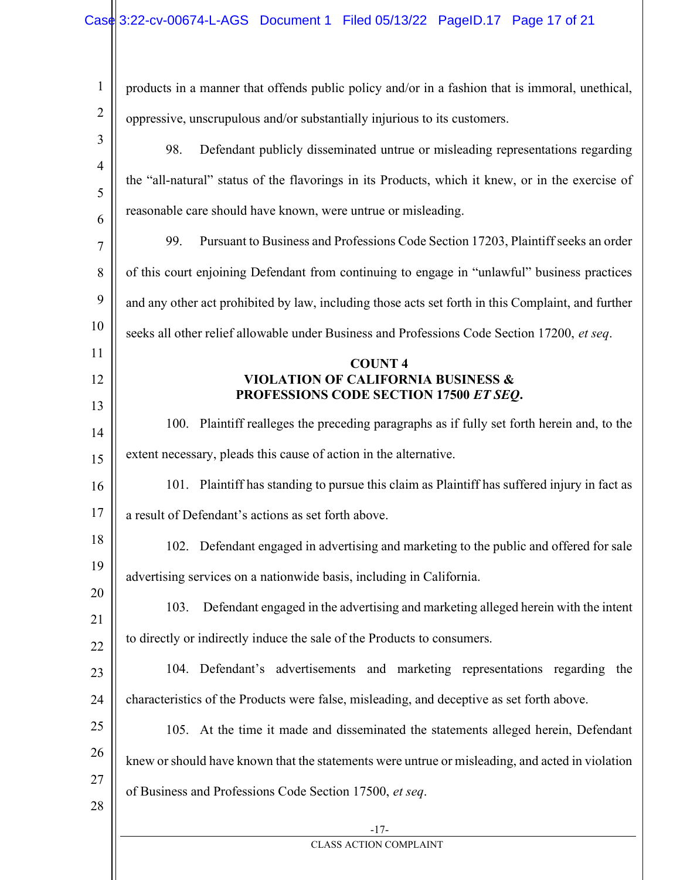products in a manner that offends public policy and/or in a fashion that is immoral, unethical, oppressive, unscrupulous and/or substantially injurious to its customers.

98. Defendant publicly disseminated untrue or misleading representations regarding the "all-natural" status of the flavorings in its Products, which it knew, or in the exercise of reasonable care should have known, were untrue or misleading.

99. Pursuant to Business and Professions Code Section 17203, Plaintiff seeks an order of this court enjoining Defendant from continuing to engage in "unlawful" business practices and any other act prohibited by law, including those acts set forth in this Complaint, and further seeks all other relief allowable under Business and Professions Code Section 17200, *et seq*.

**COUNT 4**
**VIOLATION OF CALIFORNIA BUSINESS & PROFESSIONS CODE SECTION 17500 *ET SEQ*.**

100. Plaintiff realleges the preceding paragraphs as if fully set forth herein and, to the extent necessary, pleads this cause of action in the alternative.

101. Plaintiff has standing to pursue this claim as Plaintiff has suffered injury in fact as a result of Defendant's actions as set forth above.

102. Defendant engaged in advertising and marketing to the public and offered for sale advertising services on a nationwide basis, including in California.

103. Defendant engaged in the advertising and marketing alleged herein with the intent to directly or indirectly induce the sale of the Products to consumers.

104. Defendant's advertisements and marketing representations regarding the characteristics of the Products were false, misleading, and deceptive as set forth above.

105. At the time it made and disseminated the statements alleged herein, Defendant knew or should have known that the statements were untrue or misleading, and acted in violation of Business and Professions Code Section 17500, *et seq*.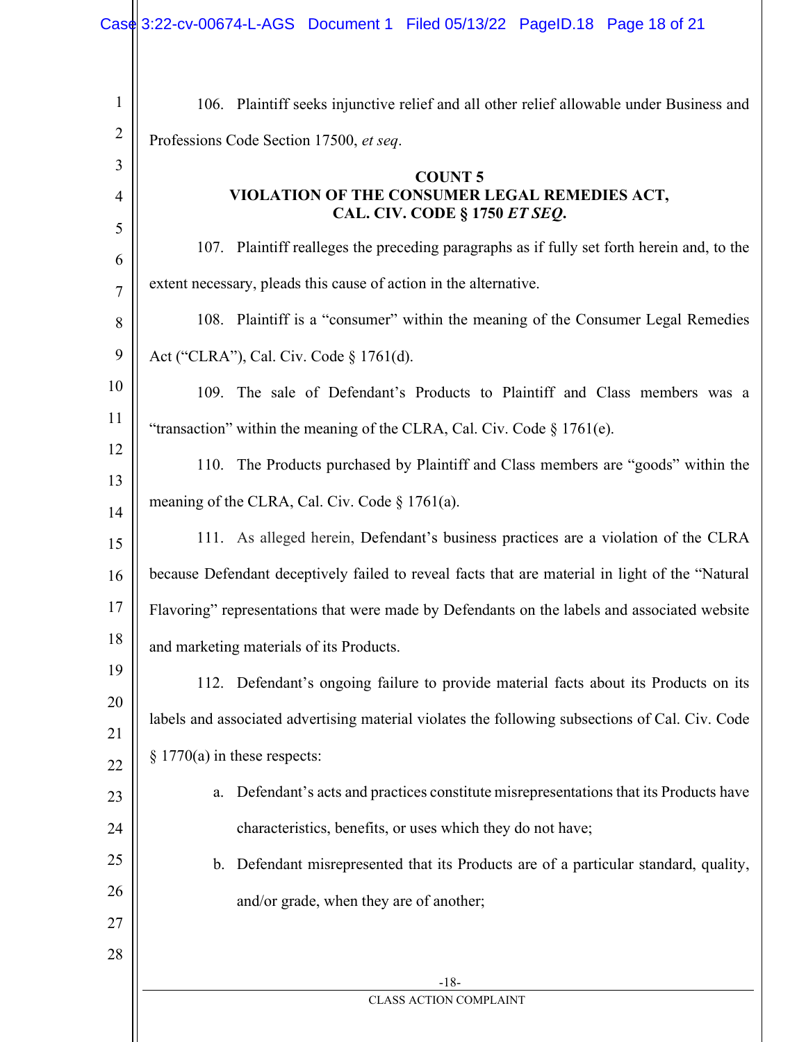106. Plaintiff seeks injunctive relief and all other relief allowable under Business and Professions Code Section 17500, *et seq*.

**COUNT 5**
**VIOLATION OF THE CONSUMER LEGAL REMEDIES ACT, CAL. CIV. CODE § 1750 *ET SEQ*.**

107. Plaintiff realleges the preceding paragraphs as if fully set forth herein and, to the extent necessary, pleads this cause of action in the alternative.

108. Plaintiff is a "consumer" within the meaning of the Consumer Legal Remedies Act ("CLRA"), Cal. Civ. Code § 1761(d).

109. The sale of Defendant's Products to Plaintiff and Class members was a "transaction" within the meaning of the CLRA, Cal. Civ. Code § 1761(e).

110. The Products purchased by Plaintiff and Class members are "goods" within the meaning of the CLRA, Cal. Civ. Code § 1761(a).

111. As alleged herein, Defendant's business practices are a violation of the CLRA because Defendant deceptively failed to reveal facts that are material in light of the "Natural Flavoring" representations that were made by Defendants on the labels and associated website and marketing materials of its Products.

112. Defendant's ongoing failure to provide material facts about its Products on its labels and associated advertising material violates the following subsections of Cal. Civ. Code § 1770(a) in these respects:

a. Defendant's acts and practices constitute misrepresentations that its Products have characteristics, benefits, or uses which they do not have;

b. Defendant misrepresented that its Products are of a particular standard, quality, and/or grade, when they are of another;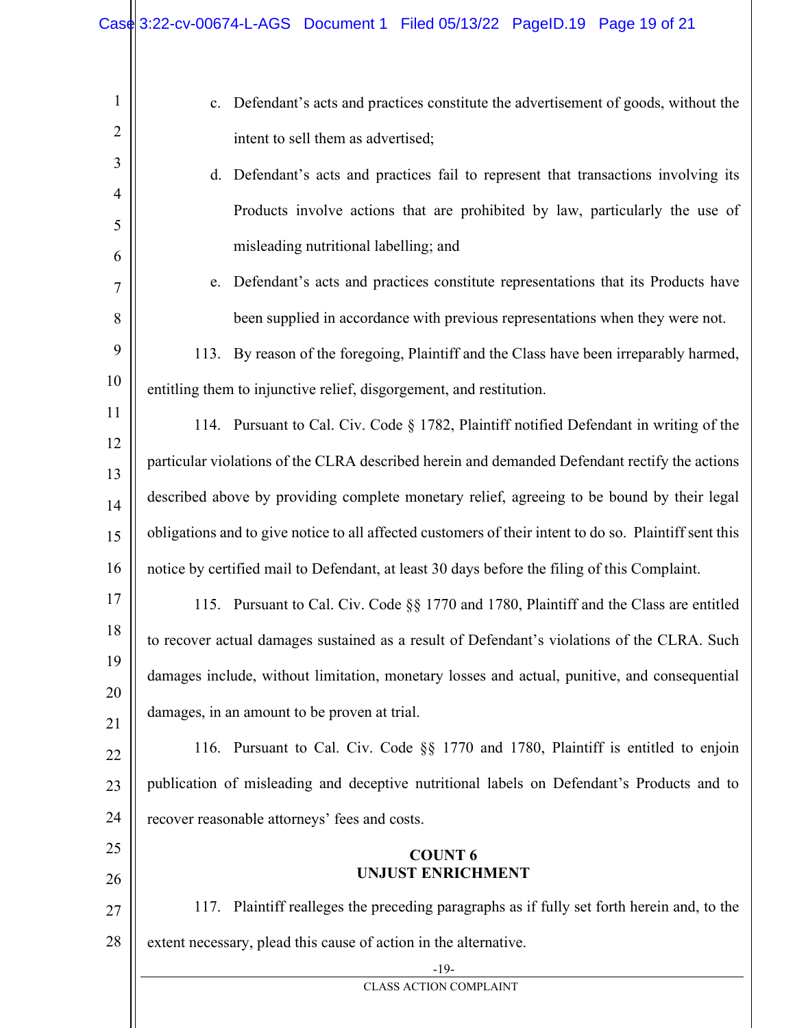c. Defendant's acts and practices constitute the advertisement of goods, without the intent to sell them as advertised;

d. Defendant's acts and practices fail to represent that transactions involving its Products involve actions that are prohibited by law, particularly the use of misleading nutritional labelling; and

e. Defendant's acts and practices constitute representations that its Products have been supplied in accordance with previous representations when they were not.

113. By reason of the foregoing, Plaintiff and the Class have been irreparably harmed, entitling them to injunctive relief, disgorgement, and restitution.

114. Pursuant to Cal. Civ. Code § 1782, Plaintiff notified Defendant in writing of the particular violations of the CLRA described herein and demanded Defendant rectify the actions described above by providing complete monetary relief, agreeing to be bound by their legal obligations and to give notice to all affected customers of their intent to do so. Plaintiff sent this notice by certified mail to Defendant, at least 30 days before the filing of this Complaint.

115. Pursuant to Cal. Civ. Code §§ 1770 and 1780, Plaintiff and the Class are entitled to recover actual damages sustained as a result of Defendant's violations of the CLRA. Such damages include, without limitation, monetary losses and actual, punitive, and consequential damages, in an amount to be proven at trial.

116. Pursuant to Cal. Civ. Code §§ 1770 and 1780, Plaintiff is entitled to enjoin publication of misleading and deceptive nutritional labels on Defendant's Products and to recover reasonable attorneys' fees and costs.

**COUNT 6**
**UNJUST ENRICHMENT**

117. Plaintiff realleges the preceding paragraphs as if fully set forth herein and, to the extent necessary, plead this cause of action in the alternative.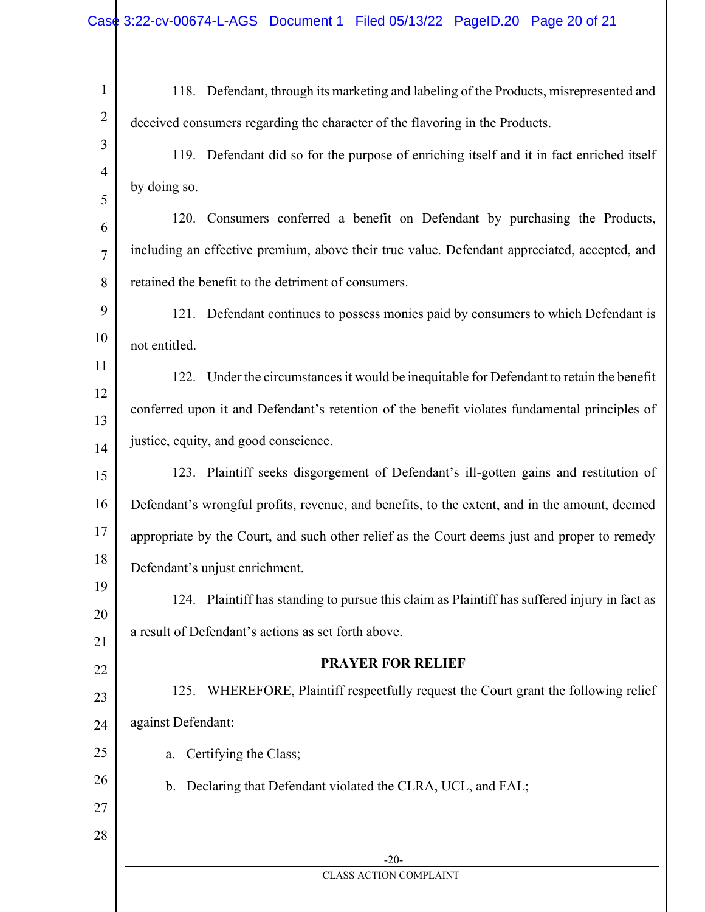118. Defendant, through its marketing and labeling of the Products, misrepresented and deceived consumers regarding the character of the flavoring in the Products.

119. Defendant did so for the purpose of enriching itself and it in fact enriched itself by doing so.

120. Consumers conferred a benefit on Defendant by purchasing the Products, including an effective premium, above their true value. Defendant appreciated, accepted, and retained the benefit to the detriment of consumers.

121. Defendant continues to possess monies paid by consumers to which Defendant is not entitled.

122. Under the circumstances it would be inequitable for Defendant to retain the benefit conferred upon it and Defendant's retention of the benefit violates fundamental principles of justice, equity, and good conscience.

123. Plaintiff seeks disgorgement of Defendant's ill-gotten gains and restitution of Defendant's wrongful profits, revenue, and benefits, to the extent, and in the amount, deemed appropriate by the Court, and such other relief as the Court deems just and proper to remedy Defendant's unjust enrichment.

124. Plaintiff has standing to pursue this claim as Plaintiff has suffered injury in fact as a result of Defendant's actions as set forth above.

**PRAYER FOR RELIEF**

125. WHEREFORE, Plaintiff respectfully request the Court grant the following relief against Defendant:

a. Certifying the Class;

b. Declaring that Defendant violated the CLRA, UCL, and FAL;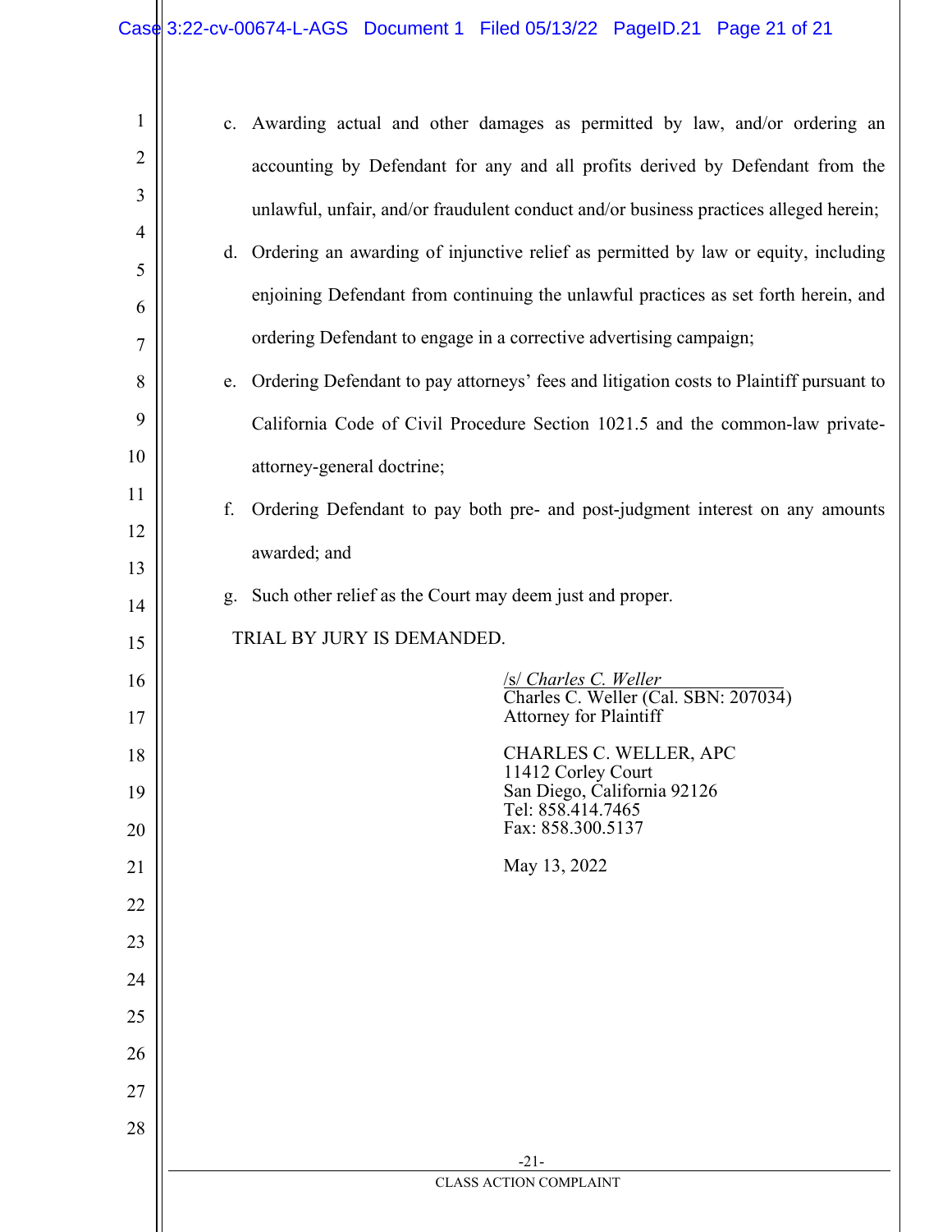c. Awarding actual and other damages as permitted by law, and/or ordering an accounting by Defendant for any and all profits derived by Defendant from the unlawful, unfair, and/or fraudulent conduct and/or business practices alleged herein;

d. Ordering an awarding of injunctive relief as permitted by law or equity, including enjoining Defendant from continuing the unlawful practices as set forth herein, and ordering Defendant to engage in a corrective advertising campaign;

e. Ordering Defendant to pay attorneys' fees and litigation costs to Plaintiff pursuant to California Code of Civil Procedure Section 1021.5 and the common-law private-attorney-general doctrine;

f. Ordering Defendant to pay both pre- and post-judgment interest on any amounts awarded; and

g. Such other relief as the Court may deem just and proper.

TRIAL BY JURY IS DEMANDED.

/s/ *Charles C. Weller*
Charles C. Weller (Cal. SBN: 207034)
Attorney for Plaintiff

CHARLES C. WELLER, APC
11412 Corley Court
San Diego, California 92126
Tel: 858.414.7465
Fax: 858.300.5137

May 13, 2022